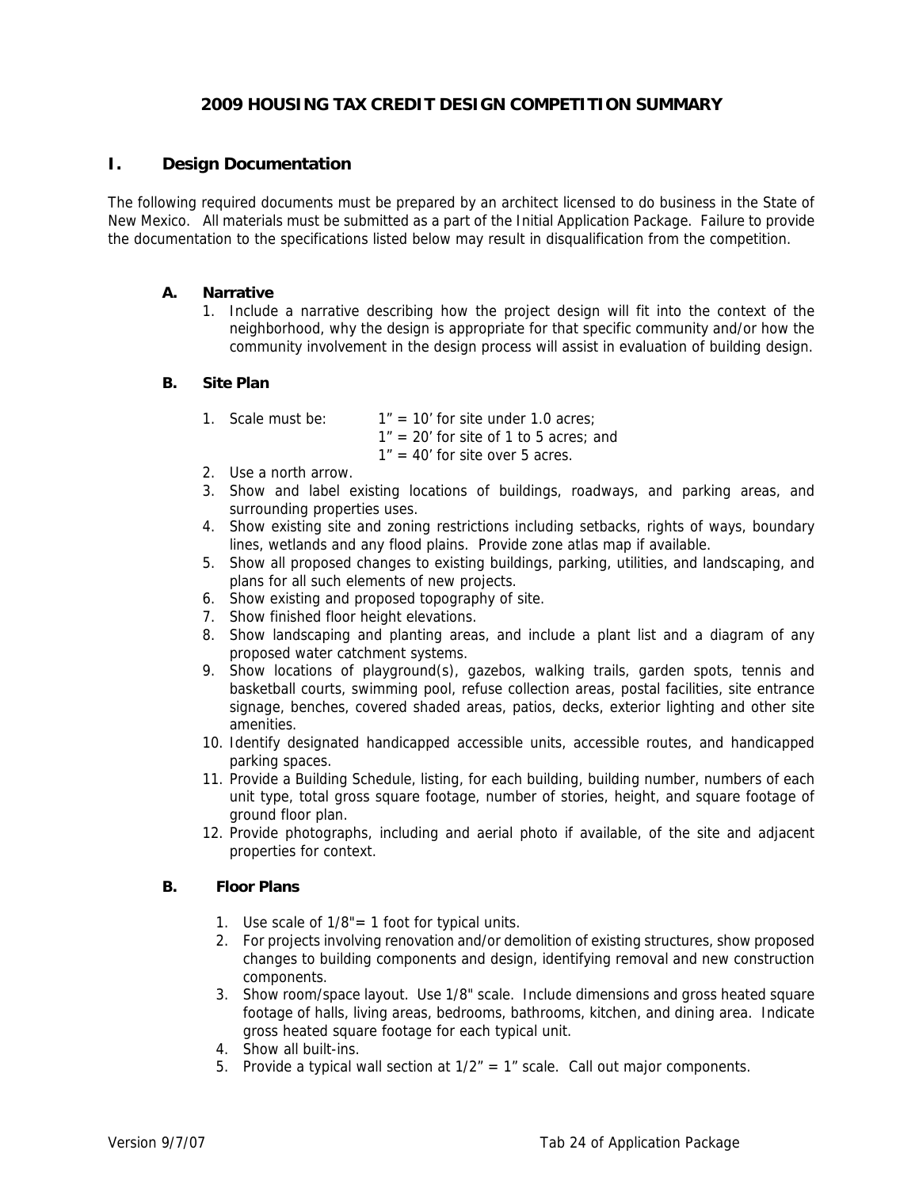# 2009 HOUSING TAX CREDIT DESIGN COMPETITION SUMMARY

## I. Design Documentation

The following required documents must be prepared by an architect licensed to do business in the State of New Mexico. All materials must be submitted as a part of the Initial Application Package. Failure to provide the documentation to the specifications listed below may result in disqualification from the competition.

### A. Narrative

1. Include a narrative describing how the project design will fit into the context of the neighborhood, why the design is appropriate for that specific community and/or how the community involvement in the design process will assist in evaluation of building design.

### B. Site Plan

1. Scale must be: 1" = 10' for site under 1.0 acres;
   1" = 20' for site of 1 to 5 acres; and
   1" = 40' for site over 5 acres.
2. Use a north arrow.
3. Show and label existing locations of buildings, roadways, and parking areas, and surrounding properties uses.
4. Show existing site and zoning restrictions including setbacks, rights of ways, boundary lines, wetlands and any flood plains. Provide zone atlas map if available.
5. Show all proposed changes to existing buildings, parking, utilities, and landscaping, and plans for all such elements of new projects.
6. Show existing and proposed topography of site.
7. Show finished floor height elevations.
8. Show landscaping and planting areas, and include a plant list and a diagram of any proposed water catchment systems.
9. Show locations of playground(s), gazebos, walking trails, garden spots, tennis and basketball courts, swimming pool, refuse collection areas, postal facilities, site entrance signage, benches, covered shaded areas, patios, decks, exterior lighting and other site amenities.
10. Identify designated handicapped accessible units, accessible routes, and handicapped parking spaces.
11. Provide a Building Schedule, listing, for each building, building number, numbers of each unit type, total gross square footage, number of stories, height, and square footage of ground floor plan.
12. Provide photographs, including and aerial photo if available, of the site and adjacent properties for context.

### B. Floor Plans

1. Use scale of 1/8"= 1 foot for typical units.
2. For projects involving renovation and/or demolition of existing structures, show proposed changes to building components and design, identifying removal and new construction components.
3. Show room/space layout. Use 1/8" scale. Include dimensions and gross heated square footage of halls, living areas, bedrooms, bathrooms, kitchen, and dining area. Indicate gross heated square footage for each typical unit.
4. Show all built-ins.
5. Provide a typical wall section at 1/2" = 1" scale. Call out major components.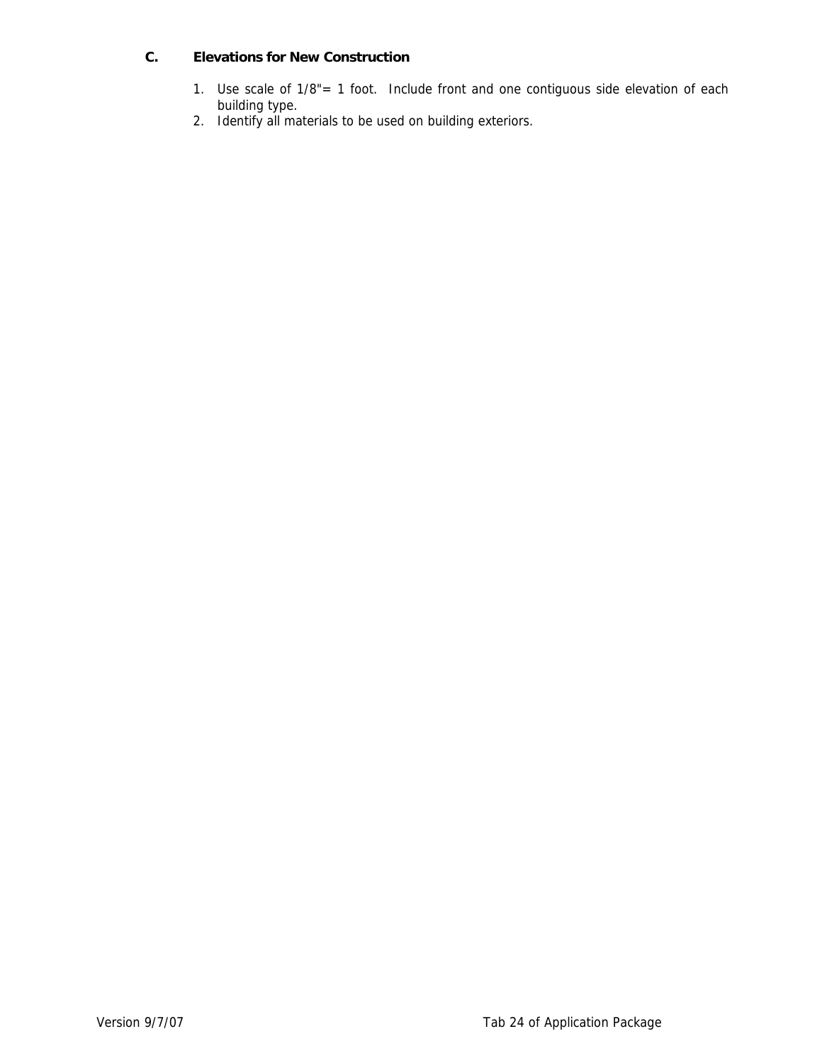## C. Elevations for New Construction

1. Use scale of 1/8"= 1 foot. Include front and one contiguous side elevation of each building type.
2. Identify all materials to be used on building exteriors.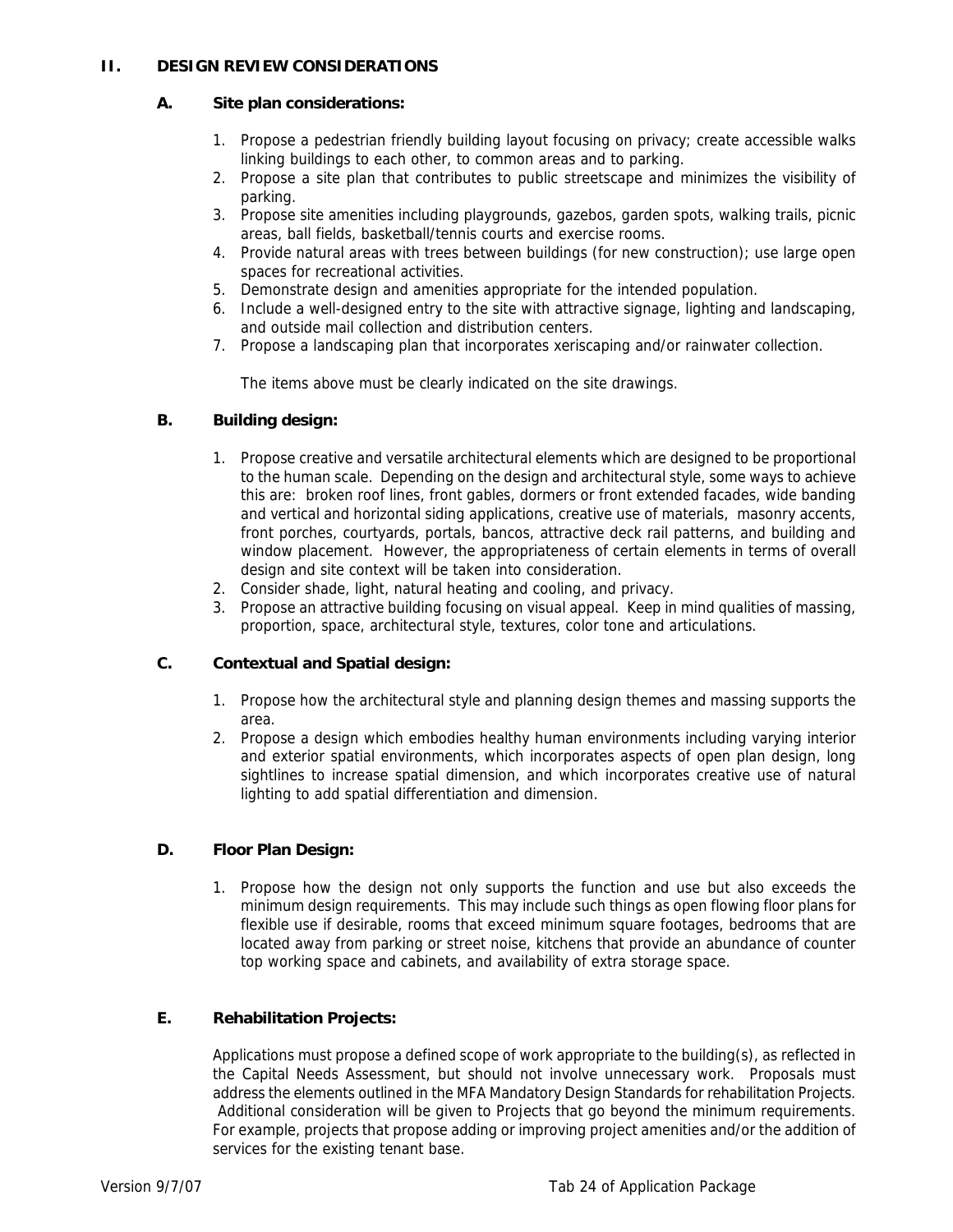## II. DESIGN REVIEW CONSIDERATIONS

### A. Site plan considerations:

1. Propose a pedestrian friendly building layout focusing on privacy; create accessible walks linking buildings to each other, to common areas and to parking.
2. Propose a site plan that contributes to public streetscape and minimizes the visibility of parking.
3. Propose site amenities including playgrounds, gazebos, garden spots, walking trails, picnic areas, ball fields, basketball/tennis courts and exercise rooms.
4. Provide natural areas with trees between buildings (for new construction); use large open spaces for recreational activities.
5. Demonstrate design and amenities appropriate for the intended population.
6. Include a well-designed entry to the site with attractive signage, lighting and landscaping, and outside mail collection and distribution centers.
7. Propose a landscaping plan that incorporates xeriscaping and/or rainwater collection.

The items above must be clearly indicated on the site drawings.

### B. Building design:

1. Propose creative and versatile architectural elements which are designed to be proportional to the human scale. Depending on the design and architectural style, some ways to achieve this are: broken roof lines, front gables, dormers or front extended facades, wide banding and vertical and horizontal siding applications, creative use of materials, masonry accents, front porches, courtyards, portals, bancos, attractive deck rail patterns, and building and window placement. However, the appropriateness of certain elements in terms of overall design and site context will be taken into consideration.
2. Consider shade, light, natural heating and cooling, and privacy.
3. Propose an attractive building focusing on visual appeal. Keep in mind qualities of massing, proportion, space, architectural style, textures, color tone and articulations.

### C. Contextual and Spatial design:

1. Propose how the architectural style and planning design themes and massing supports the area.
2. Propose a design which embodies healthy human environments including varying interior and exterior spatial environments, which incorporates aspects of open plan design, long sightlines to increase spatial dimension, and which incorporates creative use of natural lighting to add spatial differentiation and dimension.

### D. Floor Plan Design:

1. Propose how the design not only supports the function and use but also exceeds the minimum design requirements. This may include such things as open flowing floor plans for flexible use if desirable, rooms that exceed minimum square footages, bedrooms that are located away from parking or street noise, kitchens that provide an abundance of counter top working space and cabinets, and availability of extra storage space.

### E. Rehabilitation Projects:

Applications must propose a defined scope of work appropriate to the building(s), as reflected in the Capital Needs Assessment, but should not involve unnecessary work. Proposals must address the elements outlined in the MFA Mandatory Design Standards for rehabilitation Projects. Additional consideration will be given to Projects that go beyond the minimum requirements. For example, projects that propose adding or improving project amenities and/or the addition of services for the existing tenant base.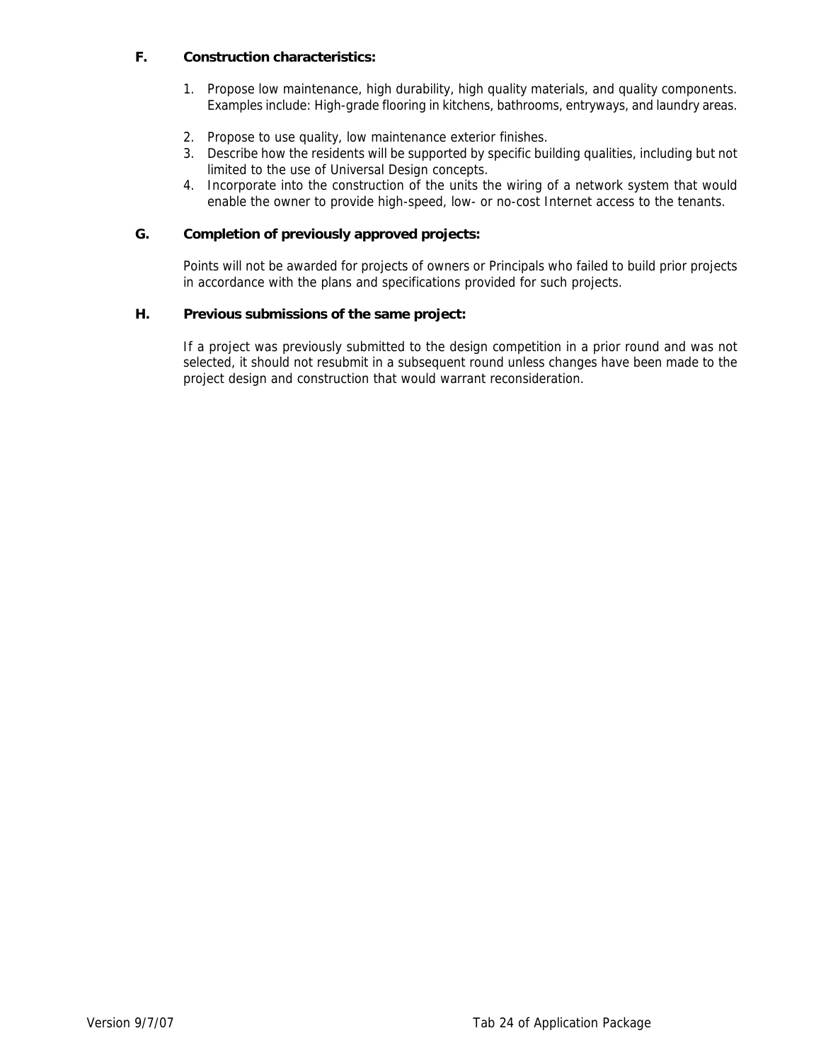### F. Construction characteristics:

1. Propose low maintenance, high durability, high quality materials, and quality components. Examples include: High-grade flooring in kitchens, bathrooms, entryways, and laundry areas.
2. Propose to use quality, low maintenance exterior finishes.
3. Describe how the residents will be supported by specific building qualities, including but not limited to the use of Universal Design concepts.
4. Incorporate into the construction of the units the wiring of a network system that would enable the owner to provide high-speed, low- or no-cost Internet access to the tenants.

### G. Completion of previously approved projects:

Points will not be awarded for projects of owners or Principals who failed to build prior projects in accordance with the plans and specifications provided for such projects.

### H. Previous submissions of the same project:

If a project was previously submitted to the design competition in a prior round and was not selected, it should not resubmit in a subsequent round unless changes have been made to the project design and construction that would warrant reconsideration.